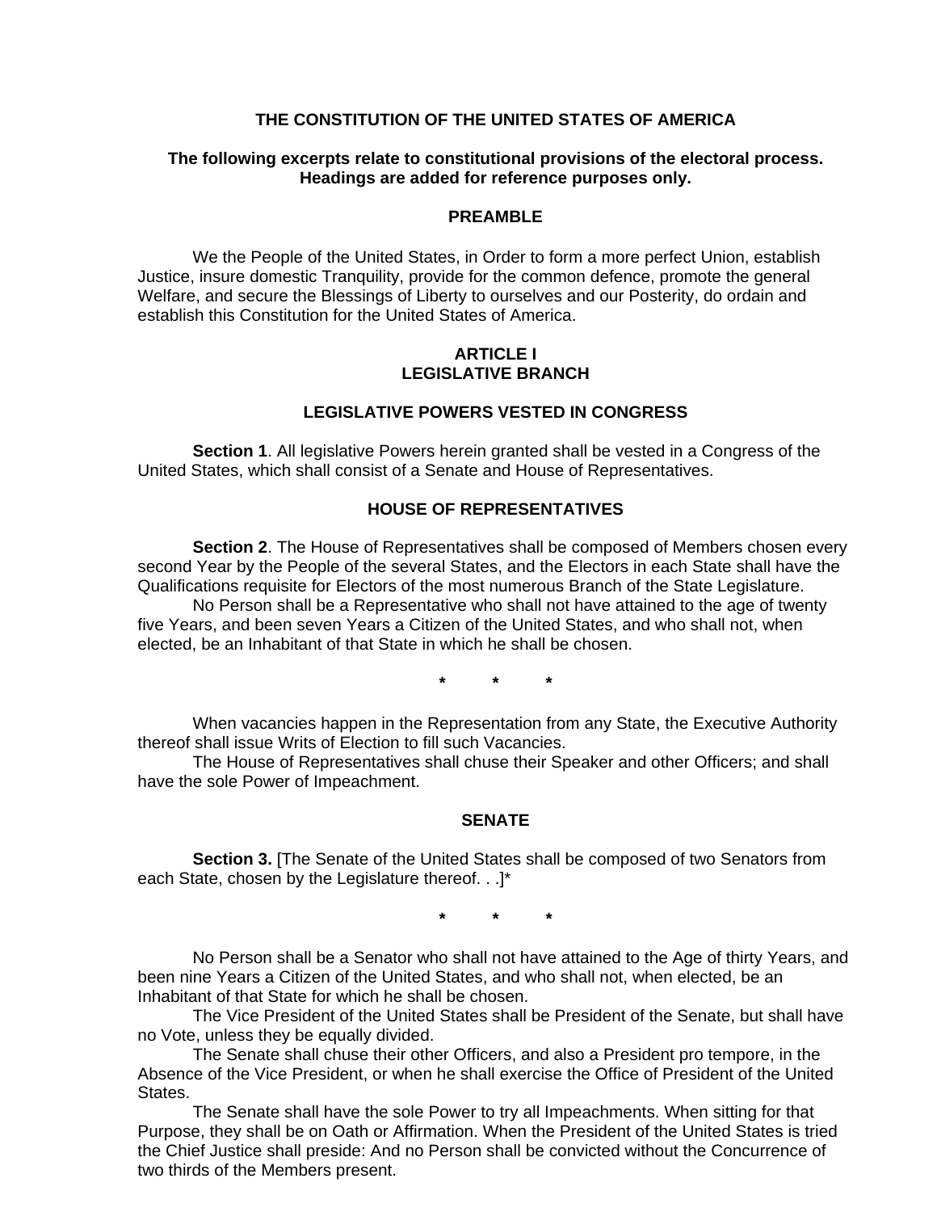# THE CONSTITUTION OF THE UNITED STATES OF AMERICA

**The following excerpts relate to constitutional provisions of the electoral process. Headings are added for reference purposes only.**

## PREAMBLE

We the People of the United States, in Order to form a more perfect Union, establish Justice, insure domestic Tranquility, provide for the common defence, promote the general Welfare, and secure the Blessings of Liberty to ourselves and our Posterity, do ordain and establish this Constitution for the United States of America.

## ARTICLE I
## LEGISLATIVE BRANCH

### LEGISLATIVE POWERS VESTED IN CONGRESS

**Section 1**. All legislative Powers herein granted shall be vested in a Congress of the United States, which shall consist of a Senate and House of Representatives.

### HOUSE OF REPRESENTATIVES

**Section 2**. The House of Representatives shall be composed of Members chosen every second Year by the People of the several States, and the Electors in each State shall have the Qualifications requisite for Electors of the most numerous Branch of the State Legislature.

No Person shall be a Representative who shall not have attained to the age of twenty five Years, and been seven Years a Citizen of the United States, and who shall not, when elected, be an Inhabitant of that State in which he shall be chosen.

\* \* \*

When vacancies happen in the Representation from any State, the Executive Authority thereof shall issue Writs of Election to fill such Vacancies.

The House of Representatives shall chuse their Speaker and other Officers; and shall have the sole Power of Impeachment.

### SENATE

**Section 3.** [The Senate of the United States shall be composed of two Senators from each State, chosen by the Legislature thereof. . .]*

\* \* \*

No Person shall be a Senator who shall not have attained to the Age of thirty Years, and been nine Years a Citizen of the United States, and who shall not, when elected, be an Inhabitant of that State for which he shall be chosen.

The Vice President of the United States shall be President of the Senate, but shall have no Vote, unless they be equally divided.

The Senate shall chuse their other Officers, and also a President pro tempore, in the Absence of the Vice President, or when he shall exercise the Office of President of the United States.

The Senate shall have the sole Power to try all Impeachments. When sitting for that Purpose, they shall be on Oath or Affirmation. When the President of the United States is tried the Chief Justice shall preside: And no Person shall be convicted without the Concurrence of two thirds of the Members present.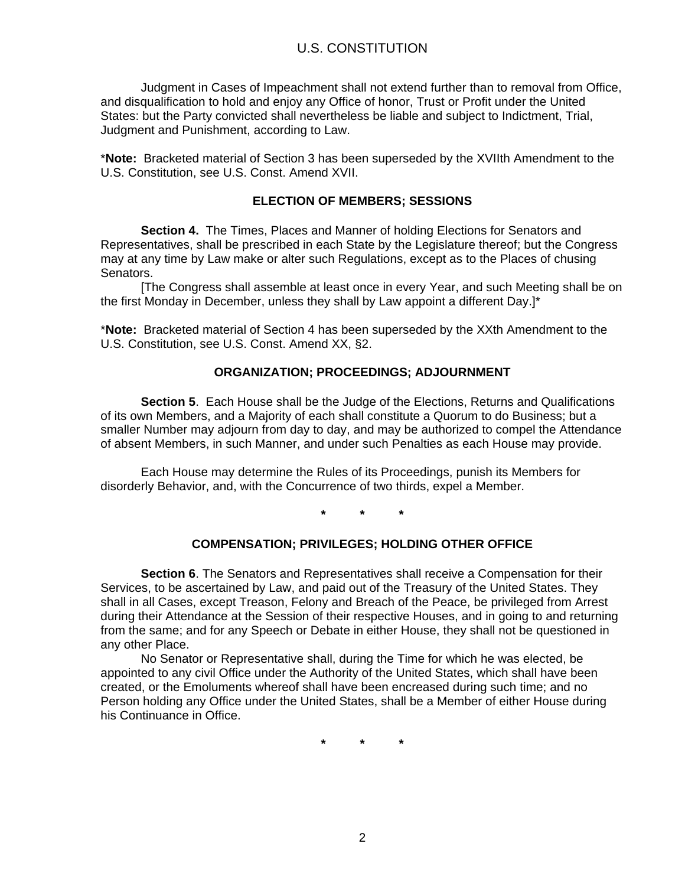Judgment in Cases of Impeachment shall not extend further than to removal from Office, and disqualification to hold and enjoy any Office of honor, Trust or Profit under the United States: but the Party convicted shall nevertheless be liable and subject to Indictment, Trial, Judgment and Punishment, according to Law.

*__Note:__ Bracketed material of Section 3 has been superseded by the XVIIth Amendment to the U.S. Constitution, see U.S. Const. Amend XVII.

### ELECTION OF MEMBERS; SESSIONS

**Section 4.** The Times, Places and Manner of holding Elections for Senators and Representatives, shall be prescribed in each State by the Legislature thereof; but the Congress may at any time by Law make or alter such Regulations, except as to the Places of chusing Senators.

[The Congress shall assemble at least once in every Year, and such Meeting shall be on the first Monday in December, unless they shall by Law appoint a different Day.]*

*__Note:__ Bracketed material of Section 4 has been superseded by the XXth Amendment to the U.S. Constitution, see U.S. Const. Amend XX, §2.

### ORGANIZATION; PROCEEDINGS; ADJOURNMENT

**Section 5**. Each House shall be the Judge of the Elections, Returns and Qualifications of its own Members, and a Majority of each shall constitute a Quorum to do Business; but a smaller Number may adjourn from day to day, and may be authorized to compel the Attendance of absent Members, in such Manner, and under such Penalties as each House may provide.

Each House may determine the Rules of its Proceedings, punish its Members for disorderly Behavior, and, with the Concurrence of two thirds, expel a Member.

\* \* \*

### COMPENSATION; PRIVILEGES; HOLDING OTHER OFFICE

**Section 6**. The Senators and Representatives shall receive a Compensation for their Services, to be ascertained by Law, and paid out of the Treasury of the United States. They shall in all Cases, except Treason, Felony and Breach of the Peace, be privileged from Arrest during their Attendance at the Session of their respective Houses, and in going to and returning from the same; and for any Speech or Debate in either House, they shall not be questioned in any other Place.

No Senator or Representative shall, during the Time for which he was elected, be appointed to any civil Office under the Authority of the United States, which shall have been created, or the Emoluments whereof shall have been encreased during such time; and no Person holding any Office under the United States, shall be a Member of either House during his Continuance in Office.

\* \* \*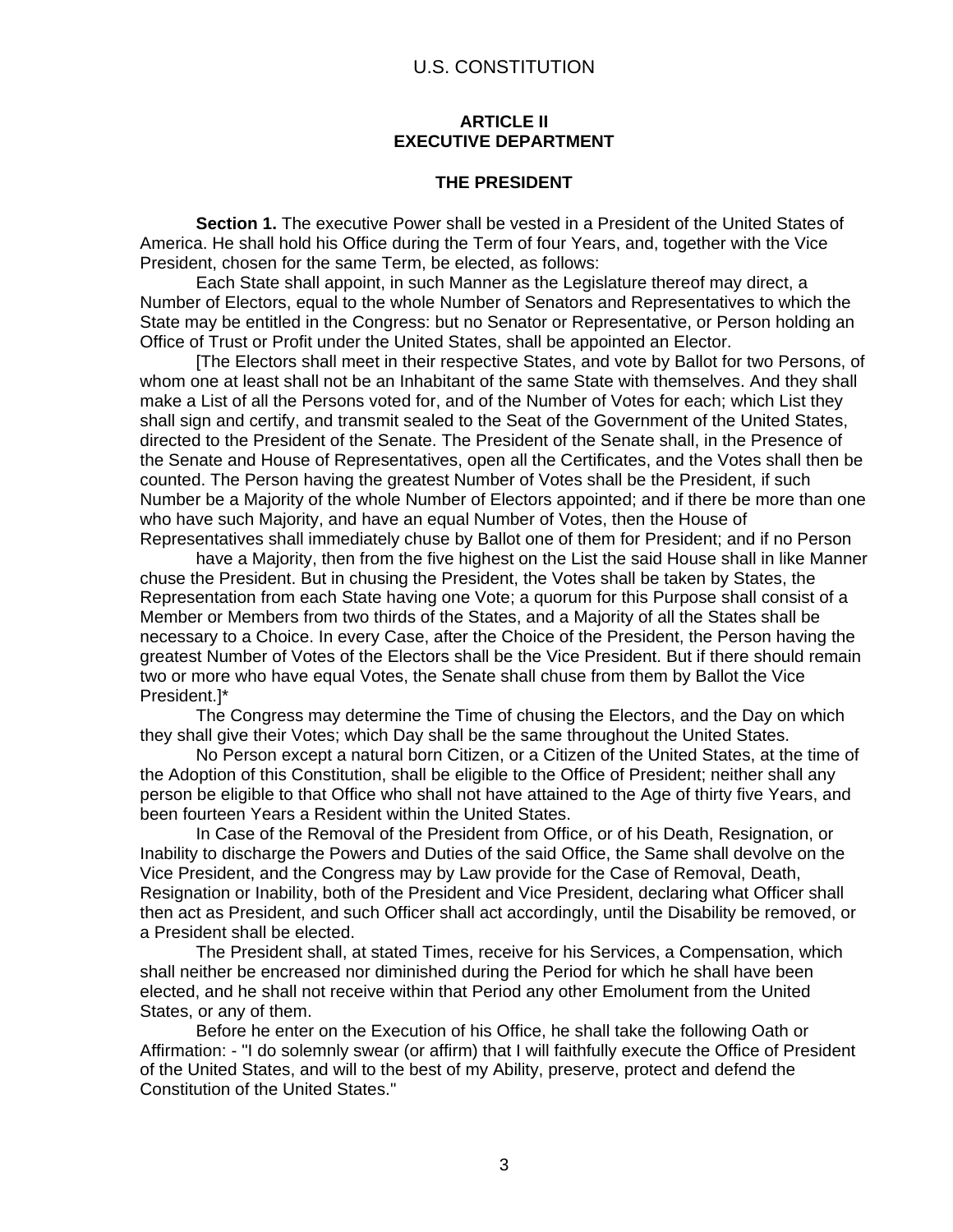## ARTICLE II
## EXECUTIVE DEPARTMENT

### THE PRESIDENT

**Section 1.** The executive Power shall be vested in a President of the United States of America. He shall hold his Office during the Term of four Years, and, together with the Vice President, chosen for the same Term, be elected, as follows:

Each State shall appoint, in such Manner as the Legislature thereof may direct, a Number of Electors, equal to the whole Number of Senators and Representatives to which the State may be entitled in the Congress: but no Senator or Representative, or Person holding an Office of Trust or Profit under the United States, shall be appointed an Elector.

[The Electors shall meet in their respective States, and vote by Ballot for two Persons, of whom one at least shall not be an Inhabitant of the same State with themselves. And they shall make a List of all the Persons voted for, and of the Number of Votes for each; which List they shall sign and certify, and transmit sealed to the Seat of the Government of the United States, directed to the President of the Senate. The President of the Senate shall, in the Presence of the Senate and House of Representatives, open all the Certificates, and the Votes shall then be counted. The Person having the greatest Number of Votes shall be the President, if such Number be a Majority of the whole Number of Electors appointed; and if there be more than one who have such Majority, and have an equal Number of Votes, then the House of Representatives shall immediately chuse by Ballot one of them for President; and if no Person have a Majority, then from the five highest on the List the said House shall in like Manner chuse the President. But in chusing the President, the Votes shall be taken by States, the Representation from each State having one Vote; a quorum for this Purpose shall consist of a Member or Members from two thirds of the States, and a Majority of all the States shall be necessary to a Choice. In every Case, after the Choice of the President, the Person having the greatest Number of Votes of the Electors shall be the Vice President. But if there should remain two or more who have equal Votes, the Senate shall chuse from them by Ballot the Vice President.]*

The Congress may determine the Time of chusing the Electors, and the Day on which they shall give their Votes; which Day shall be the same throughout the United States.

No Person except a natural born Citizen, or a Citizen of the United States, at the time of the Adoption of this Constitution, shall be eligible to the Office of President; neither shall any person be eligible to that Office who shall not have attained to the Age of thirty five Years, and been fourteen Years a Resident within the United States.

In Case of the Removal of the President from Office, or of his Death, Resignation, or Inability to discharge the Powers and Duties of the said Office, the Same shall devolve on the Vice President, and the Congress may by Law provide for the Case of Removal, Death, Resignation or Inability, both of the President and Vice President, declaring what Officer shall then act as President, and such Officer shall act accordingly, until the Disability be removed, or a President shall be elected.

The President shall, at stated Times, receive for his Services, a Compensation, which shall neither be encreased nor diminished during the Period for which he shall have been elected, and he shall not receive within that Period any other Emolument from the United States, or any of them.

Before he enter on the Execution of his Office, he shall take the following Oath or Affirmation: - "I do solemnly swear (or affirm) that I will faithfully execute the Office of President of the United States, and will to the best of my Ability, preserve, protect and defend the Constitution of the United States."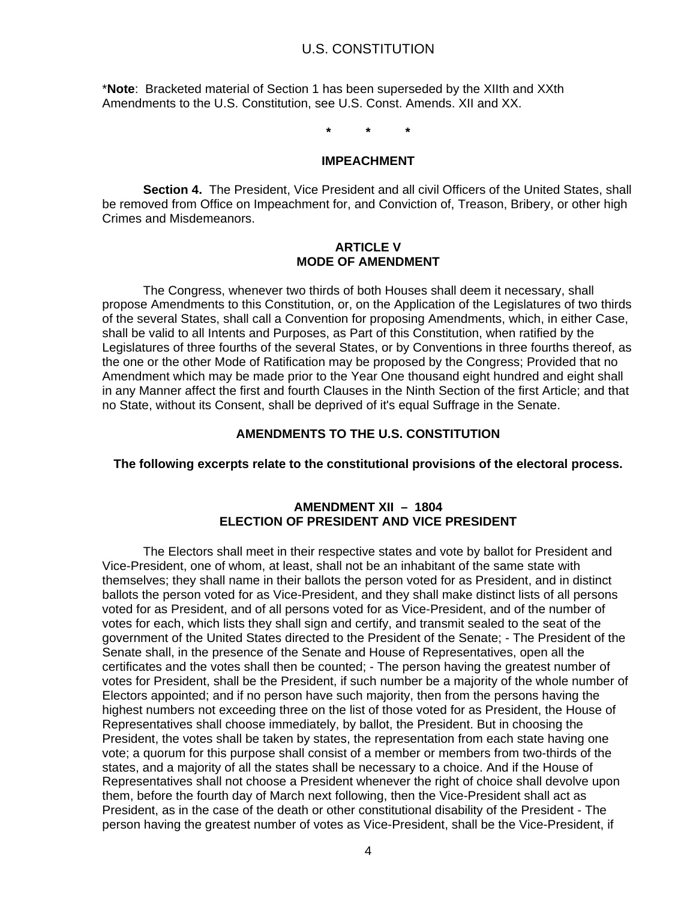*Note: Bracketed material of Section 1 has been superseded by the XIIth and XXth Amendments to the U.S. Constitution, see U.S. Const. Amends. XII and XX.

\* \* \*

### IMPEACHMENT

**Section 4.** The President, Vice President and all civil Officers of the United States, shall be removed from Office on Impeachment for, and Conviction of, Treason, Bribery, or other high Crimes and Misdemeanors.

## ARTICLE V
## MODE OF AMENDMENT

The Congress, whenever two thirds of both Houses shall deem it necessary, shall propose Amendments to this Constitution, or, on the Application of the Legislatures of two thirds of the several States, shall call a Convention for proposing Amendments, which, in either Case, shall be valid to all Intents and Purposes, as Part of this Constitution, when ratified by the Legislatures of three fourths of the several States, or by Conventions in three fourths thereof, as the one or the other Mode of Ratification may be proposed by the Congress; Provided that no Amendment which may be made prior to the Year One thousand eight hundred and eight shall in any Manner affect the first and fourth Clauses in the Ninth Section of the first Article; and that no State, without its Consent, shall be deprived of it's equal Suffrage in the Senate.

## AMENDMENTS TO THE U.S. CONSTITUTION

**The following excerpts relate to the constitutional provisions of the electoral process.**

## AMENDMENT XII – 1804
## ELECTION OF PRESIDENT AND VICE PRESIDENT

The Electors shall meet in their respective states and vote by ballot for President and Vice-President, one of whom, at least, shall not be an inhabitant of the same state with themselves; they shall name in their ballots the person voted for as President, and in distinct ballots the person voted for as Vice-President, and they shall make distinct lists of all persons voted for as President, and of all persons voted for as Vice-President, and of the number of votes for each, which lists they shall sign and certify, and transmit sealed to the seat of the government of the United States directed to the President of the Senate; - The President of the Senate shall, in the presence of the Senate and House of Representatives, open all the certificates and the votes shall then be counted; - The person having the greatest number of votes for President, shall be the President, if such number be a majority of the whole number of Electors appointed; and if no person have such majority, then from the persons having the highest numbers not exceeding three on the list of those voted for as President, the House of Representatives shall choose immediately, by ballot, the President. But in choosing the President, the votes shall be taken by states, the representation from each state having one vote; a quorum for this purpose shall consist of a member or members from two-thirds of the states, and a majority of all the states shall be necessary to a choice. And if the House of Representatives shall not choose a President whenever the right of choice shall devolve upon them, before the fourth day of March next following, then the Vice-President shall act as President, as in the case of the death or other constitutional disability of the President - The person having the greatest number of votes as Vice-President, shall be the Vice-President, if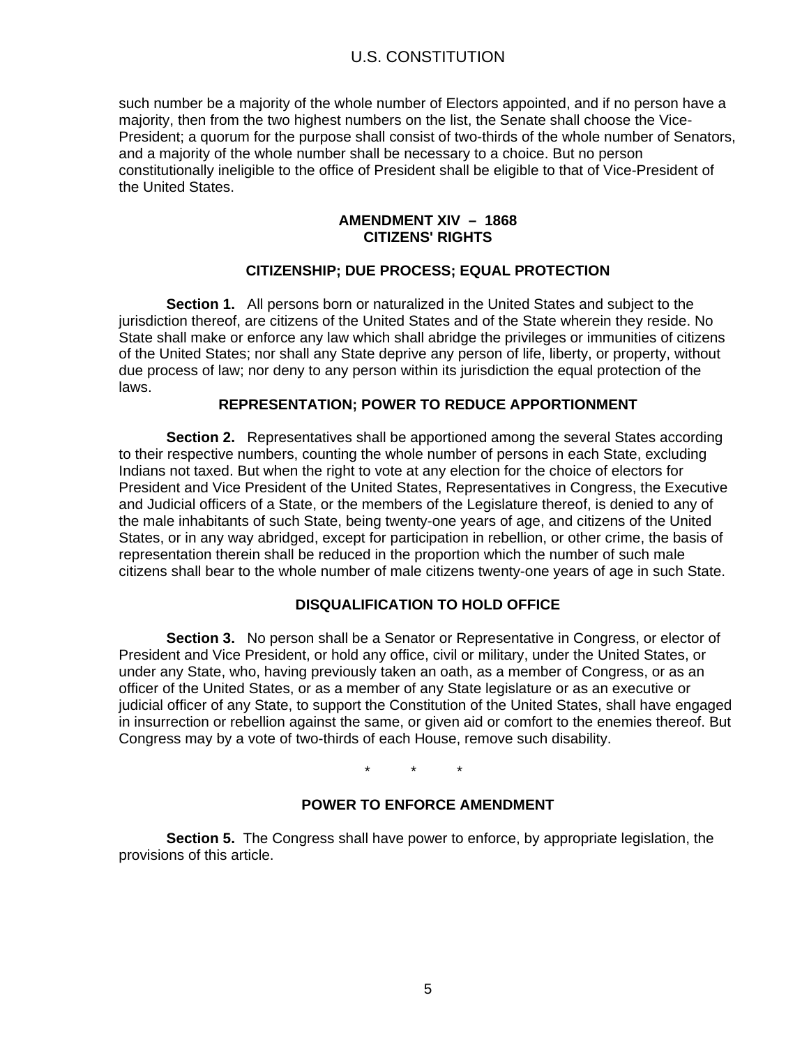such number be a majority of the whole number of Electors appointed, and if no person have a majority, then from the two highest numbers on the list, the Senate shall choose the Vice-President; a quorum for the purpose shall consist of two-thirds of the whole number of Senators, and a majority of the whole number shall be necessary to a choice. But no person constitutionally ineligible to the office of President shall be eligible to that of Vice-President of the United States.

## AMENDMENT XIV – 1868
## CITIZENS' RIGHTS

### CITIZENSHIP; DUE PROCESS; EQUAL PROTECTION

**Section 1.** All persons born or naturalized in the United States and subject to the jurisdiction thereof, are citizens of the United States and of the State wherein they reside. No State shall make or enforce any law which shall abridge the privileges or immunities of citizens of the United States; nor shall any State deprive any person of life, liberty, or property, without due process of law; nor deny to any person within its jurisdiction the equal protection of the laws.

### REPRESENTATION; POWER TO REDUCE APPORTIONMENT

**Section 2.** Representatives shall be apportioned among the several States according to their respective numbers, counting the whole number of persons in each State, excluding Indians not taxed. But when the right to vote at any election for the choice of electors for President and Vice President of the United States, Representatives in Congress, the Executive and Judicial officers of a State, or the members of the Legislature thereof, is denied to any of the male inhabitants of such State, being twenty-one years of age, and citizens of the United States, or in any way abridged, except for participation in rebellion, or other crime, the basis of representation therein shall be reduced in the proportion which the number of such male citizens shall bear to the whole number of male citizens twenty-one years of age in such State.

### DISQUALIFICATION TO HOLD OFFICE

**Section 3.** No person shall be a Senator or Representative in Congress, or elector of President and Vice President, or hold any office, civil or military, under the United States, or under any State, who, having previously taken an oath, as a member of Congress, or as an officer of the United States, or as a member of any State legislature or as an executive or judicial officer of any State, to support the Constitution of the United States, shall have engaged in insurrection or rebellion against the same, or given aid or comfort to the enemies thereof. But Congress may by a vote of two-thirds of each House, remove such disability.

\*     \*     \*

### POWER TO ENFORCE AMENDMENT

**Section 5.** The Congress shall have power to enforce, by appropriate legislation, the provisions of this article.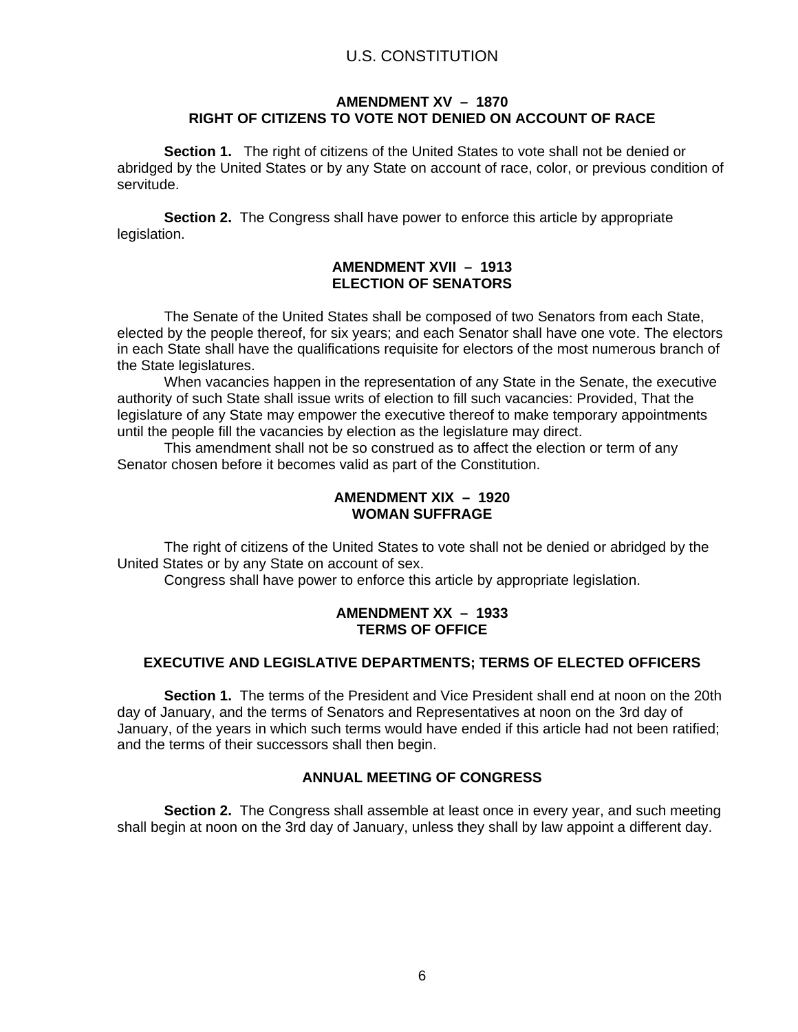## AMENDMENT XV – 1870
## RIGHT OF CITIZENS TO VOTE NOT DENIED ON ACCOUNT OF RACE

**Section 1.** The right of citizens of the United States to vote shall not be denied or abridged by the United States or by any State on account of race, color, or previous condition of servitude.

**Section 2.** The Congress shall have power to enforce this article by appropriate legislation.

## AMENDMENT XVII – 1913
## ELECTION OF SENATORS

The Senate of the United States shall be composed of two Senators from each State, elected by the people thereof, for six years; and each Senator shall have one vote. The electors in each State shall have the qualifications requisite for electors of the most numerous branch of the State legislatures.

When vacancies happen in the representation of any State in the Senate, the executive authority of such State shall issue writs of election to fill such vacancies: Provided, That the legislature of any State may empower the executive thereof to make temporary appointments until the people fill the vacancies by election as the legislature may direct.

This amendment shall not be so construed as to affect the election or term of any Senator chosen before it becomes valid as part of the Constitution.

## AMENDMENT XIX – 1920
## WOMAN SUFFRAGE

The right of citizens of the United States to vote shall not be denied or abridged by the United States or by any State on account of sex.

Congress shall have power to enforce this article by appropriate legislation.

## AMENDMENT XX – 1933
## TERMS OF OFFICE

### EXECUTIVE AND LEGISLATIVE DEPARTMENTS; TERMS OF ELECTED OFFICERS

**Section 1.** The terms of the President and Vice President shall end at noon on the 20th day of January, and the terms of Senators and Representatives at noon on the 3rd day of January, of the years in which such terms would have ended if this article had not been ratified; and the terms of their successors shall then begin.

### ANNUAL MEETING OF CONGRESS

**Section 2.** The Congress shall assemble at least once in every year, and such meeting shall begin at noon on the 3rd day of January, unless they shall by law appoint a different day.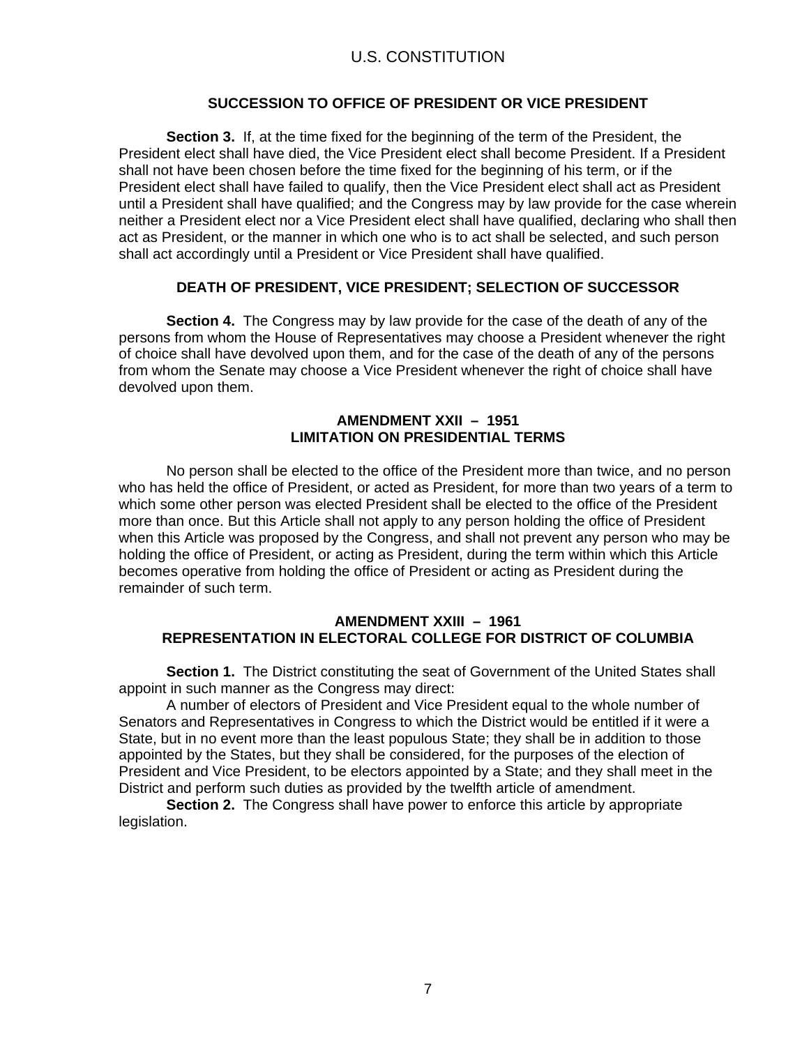### SUCCESSION TO OFFICE OF PRESIDENT OR VICE PRESIDENT

**Section 3.** If, at the time fixed for the beginning of the term of the President, the President elect shall have died, the Vice President elect shall become President. If a President shall not have been chosen before the time fixed for the beginning of his term, or if the President elect shall have failed to qualify, then the Vice President elect shall act as President until a President shall have qualified; and the Congress may by law provide for the case wherein neither a President elect nor a Vice President elect shall have qualified, declaring who shall then act as President, or the manner in which one who is to act shall be selected, and such person shall act accordingly until a President or Vice President shall have qualified.

### DEATH OF PRESIDENT, VICE PRESIDENT; SELECTION OF SUCCESSOR

**Section 4.** The Congress may by law provide for the case of the death of any of the persons from whom the House of Representatives may choose a President whenever the right of choice shall have devolved upon them, and for the case of the death of any of the persons from whom the Senate may choose a Vice President whenever the right of choice shall have devolved upon them.

## AMENDMENT XXII – 1951
## LIMITATION ON PRESIDENTIAL TERMS

No person shall be elected to the office of the President more than twice, and no person who has held the office of President, or acted as President, for more than two years of a term to which some other person was elected President shall be elected to the office of the President more than once. But this Article shall not apply to any person holding the office of President when this Article was proposed by the Congress, and shall not prevent any person who may be holding the office of President, or acting as President, during the term within which this Article becomes operative from holding the office of President or acting as President during the remainder of such term.

## AMENDMENT XXIII – 1961
## REPRESENTATION IN ELECTORAL COLLEGE FOR DISTRICT OF COLUMBIA

**Section 1.** The District constituting the seat of Government of the United States shall appoint in such manner as the Congress may direct:

A number of electors of President and Vice President equal to the whole number of Senators and Representatives in Congress to which the District would be entitled if it were a State, but in no event more than the least populous State; they shall be in addition to those appointed by the States, but they shall be considered, for the purposes of the election of President and Vice President, to be electors appointed by a State; and they shall meet in the District and perform such duties as provided by the twelfth article of amendment.

**Section 2.** The Congress shall have power to enforce this article by appropriate legislation.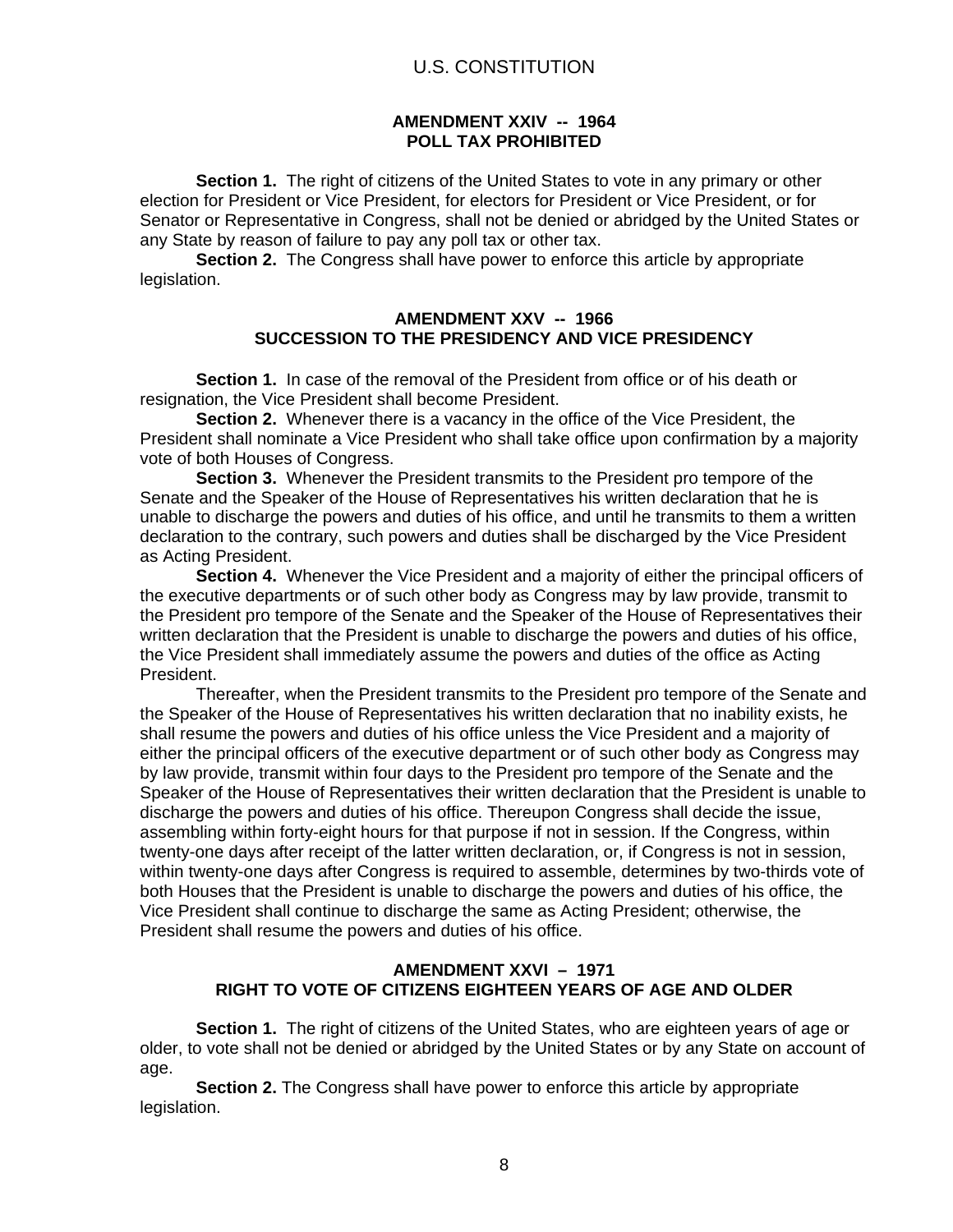### AMENDMENT XXIV -- 1964
### POLL TAX PROHIBITED

**Section 1.** The right of citizens of the United States to vote in any primary or other election for President or Vice President, for electors for President or Vice President, or for Senator or Representative in Congress, shall not be denied or abridged by the United States or any State by reason of failure to pay any poll tax or other tax.

**Section 2.** The Congress shall have power to enforce this article by appropriate legislation.

### AMENDMENT XXV -- 1966
### SUCCESSION TO THE PRESIDENCY AND VICE PRESIDENCY

**Section 1.** In case of the removal of the President from office or of his death or resignation, the Vice President shall become President.

**Section 2.** Whenever there is a vacancy in the office of the Vice President, the President shall nominate a Vice President who shall take office upon confirmation by a majority vote of both Houses of Congress.

**Section 3.** Whenever the President transmits to the President pro tempore of the Senate and the Speaker of the House of Representatives his written declaration that he is unable to discharge the powers and duties of his office, and until he transmits to them a written declaration to the contrary, such powers and duties shall be discharged by the Vice President as Acting President.

**Section 4.** Whenever the Vice President and a majority of either the principal officers of the executive departments or of such other body as Congress may by law provide, transmit to the President pro tempore of the Senate and the Speaker of the House of Representatives their written declaration that the President is unable to discharge the powers and duties of his office, the Vice President shall immediately assume the powers and duties of the office as Acting President.

Thereafter, when the President transmits to the President pro tempore of the Senate and the Speaker of the House of Representatives his written declaration that no inability exists, he shall resume the powers and duties of his office unless the Vice President and a majority of either the principal officers of the executive department or of such other body as Congress may by law provide, transmit within four days to the President pro tempore of the Senate and the Speaker of the House of Representatives their written declaration that the President is unable to discharge the powers and duties of his office. Thereupon Congress shall decide the issue, assembling within forty-eight hours for that purpose if not in session. If the Congress, within twenty-one days after receipt of the latter written declaration, or, if Congress is not in session, within twenty-one days after Congress is required to assemble, determines by two-thirds vote of both Houses that the President is unable to discharge the powers and duties of his office, the Vice President shall continue to discharge the same as Acting President; otherwise, the President shall resume the powers and duties of his office.

### AMENDMENT XXVI – 1971
### RIGHT TO VOTE OF CITIZENS EIGHTEEN YEARS OF AGE AND OLDER

**Section 1.** The right of citizens of the United States, who are eighteen years of age or older, to vote shall not be denied or abridged by the United States or by any State on account of age.

**Section 2.** The Congress shall have power to enforce this article by appropriate legislation.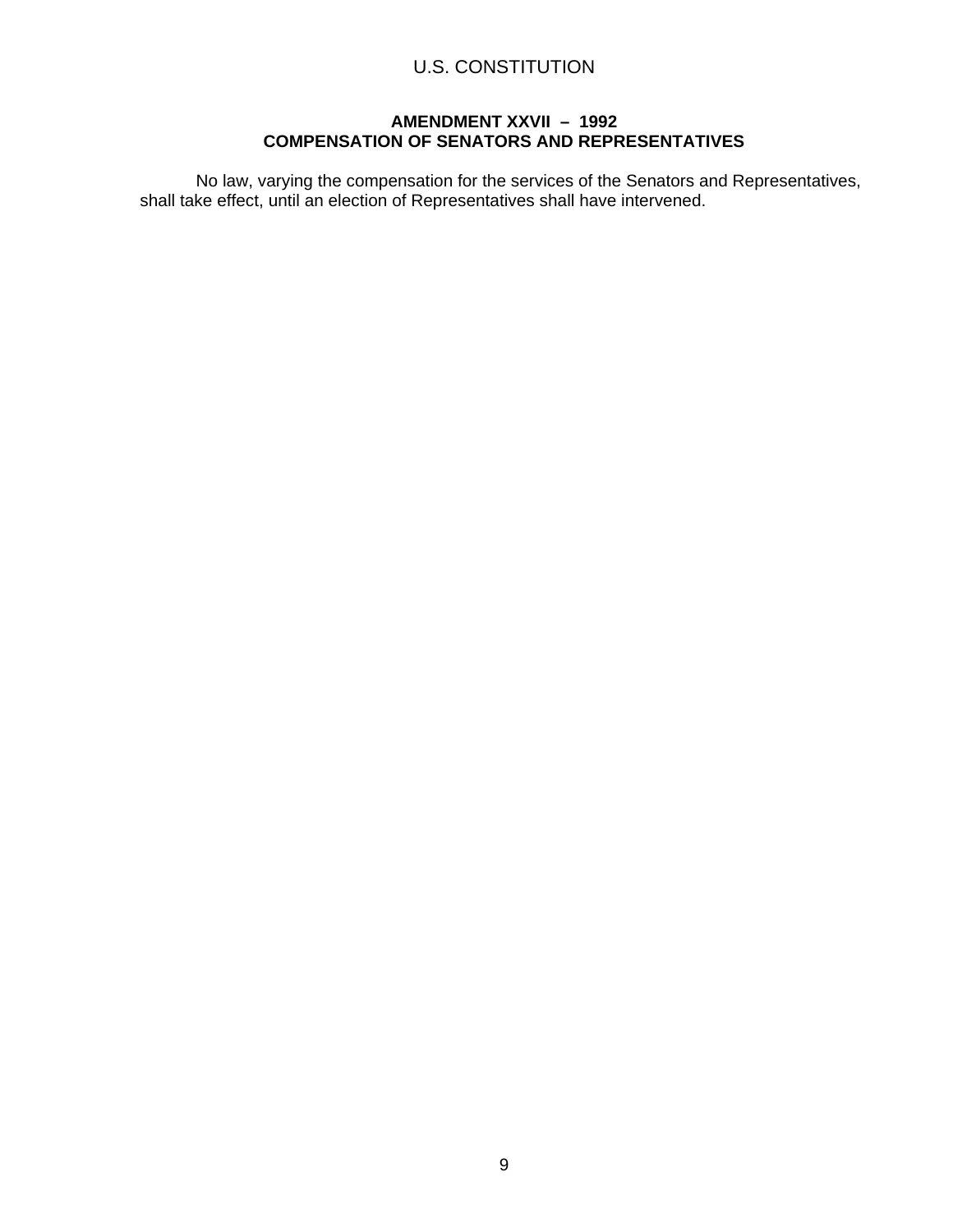**AMENDMENT XXVII – 1992**
**COMPENSATION OF SENATORS AND REPRESENTATIVES**

No law, varying the compensation for the services of the Senators and Representatives, shall take effect, until an election of Representatives shall have intervened.